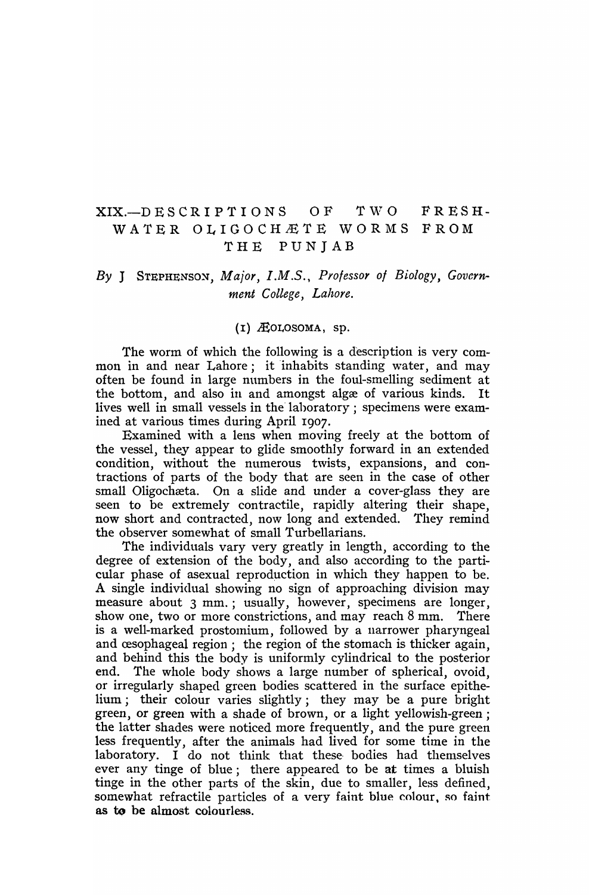# XIX.—DESCRIPTIONS OF TWO FRESH-WATER OLIGOCHÆTE WORMS FROM THE PUNJAB

*By* J STEPHENSON, *Major, I.M.S., Professor of Biology, Government College, Lahore.*

## (1) ÆOLOSOMA, sp.

The worm of which the following is a description is very common in and near Lahore; it inhabits standing water, and may often be found in large numbers in the foul-smelling sediment at the bottom, and also in and amongst algæ of various kinds. It lives well in small vessels in the laboratory; specimens were examined at various times during April 1907.

Examined with a lens when moving freely at the bottom of the vessel, they appear to glide smoothly forward in an extended condition, without the numerous twists, expansions, and contractions of parts of the body that are seen in the case of other small Oligochæta. On a slide and under a cover-glass they are seen to be extremely contractile, rapidly altering their shape, now short and contracted, now long and extended. They remind the observer somewhat of small Turbellarians.

The individuals vary very greatly in length, according to the degree of extension of the body, and also according to the particular phase of asexual reproduction in which they happen to be. A single individual showing no sign of approaching division may measure about 3 mm.; usually, however, specimens are longer, show one, two or more constrictions, and may reach 8 mm. There is a well-marked prostomium, followed by a narrower pharyngeal and œsophageal region; the region of the stomach is thicker again, and behind this the body is uniformly cylindrical to the posterior end. The whole body shows a large number of spherical, ovoid, or irregularly shaped green bodies scattered in the surface epithelium; their colour varies slightly; they may be a pure bright green, or green with a shade of brown, or a light yellowish-green; the latter shades were noticed more frequently, and the pure green less frequently, after the animals had lived for some time in the laboratory. I do not think that these bodies had themselves ever any tinge of blue; there appeared to be at times a bluish tinge in the other parts of the skin, due to smaller, less defined, somewhat refractile particles of a very faint blue colour, so faint as to be almost colourless.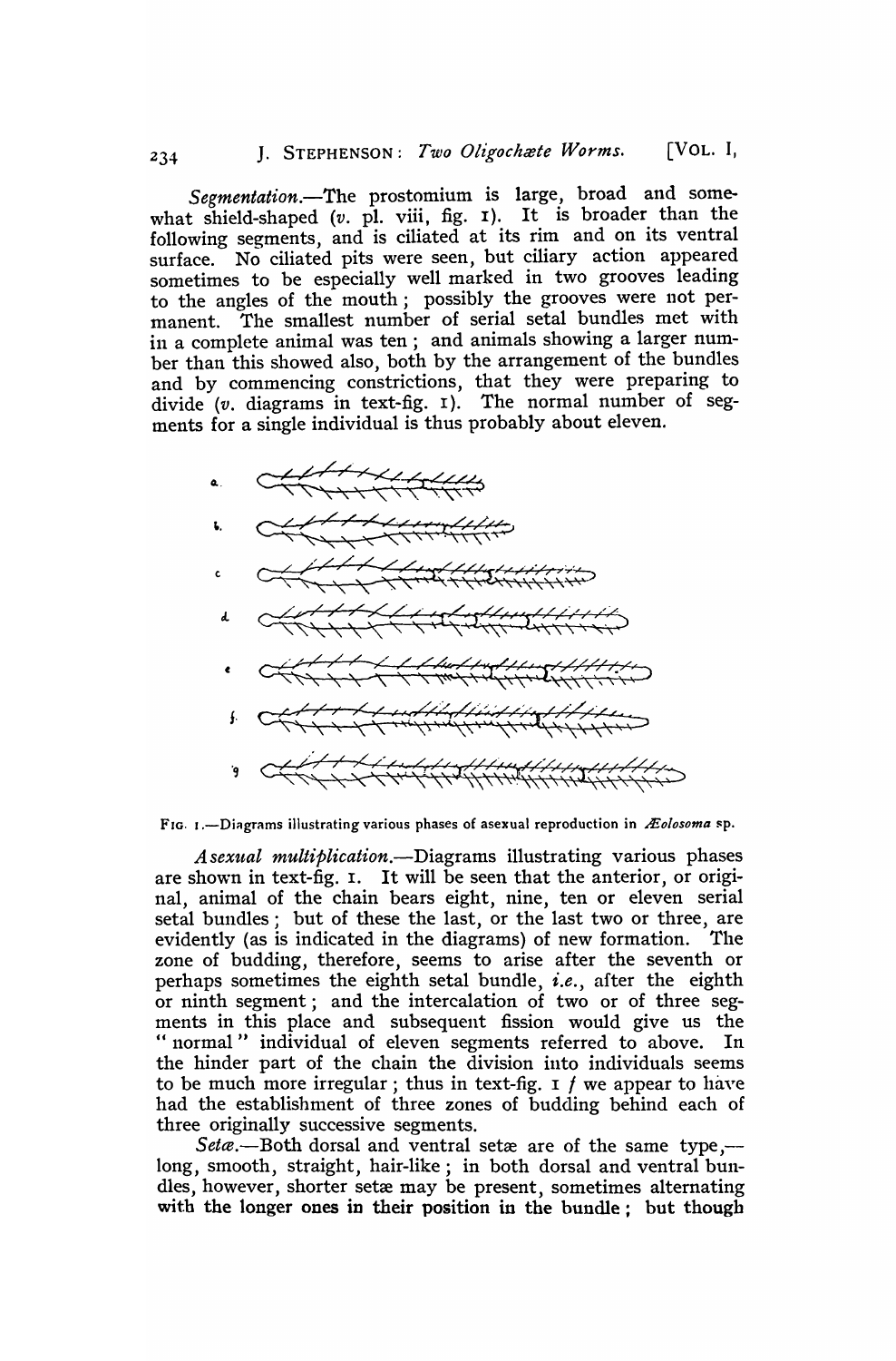*Segmentation.*—The prostomium is large, broad and somewhat shield-shaped (*v.* pl. viii, fig. 1). It is broader than the following segments, and is ciliated at its rim and on its ventral surface. No ciliated pits were seen, but ciliary action appeared sometimes to be especially well marked in two grooves leading to the angles of the mouth; possibly the grooves were not permanent. The smallest number of serial setal bundles met with in a complete animal was ten; and animals showing a larger number than this showed also, both by the arrangement of the bundles and by commencing constrictions, that they were preparing to divide (*v.* diagrams in text-fig. 1). The normal number of segments for a single individual is thus probably about eleven.

FIG. 1.—Diagrams illustrating various phases of asexual reproduction in *Æolosoma* sp.

*Asexual multiplication.*—Diagrams illustrating various phases are shown in text-fig. 1. It will be seen that the anterior, or original, animal of the chain bears eight, nine, ten or eleven serial setal bundles; but of these the last, or the last two or three, are evidently (as is indicated in the diagrams) of new formation. The zone of budding, therefore, seems to arise after the seventh or perhaps sometimes the eighth setal bundle, *i.e.*, after the eighth or ninth segment; and the intercalation of two or of three segments in this place and subsequent fission would give us the "normal" individual of eleven segments referred to above. In the hinder part of the chain the division into individuals seems to be much more irregular; thus in text-fig. 1 *f* we appear to have had the establishment of three zones of budding behind each of three originally successive segments.

*Setæ.*—Both dorsal and ventral setæ are of the same type,—long, smooth, straight, hair-like; in both dorsal and ventral bundles, however, shorter setæ may be present, sometimes alternating with the longer ones in their position in the bundle; but though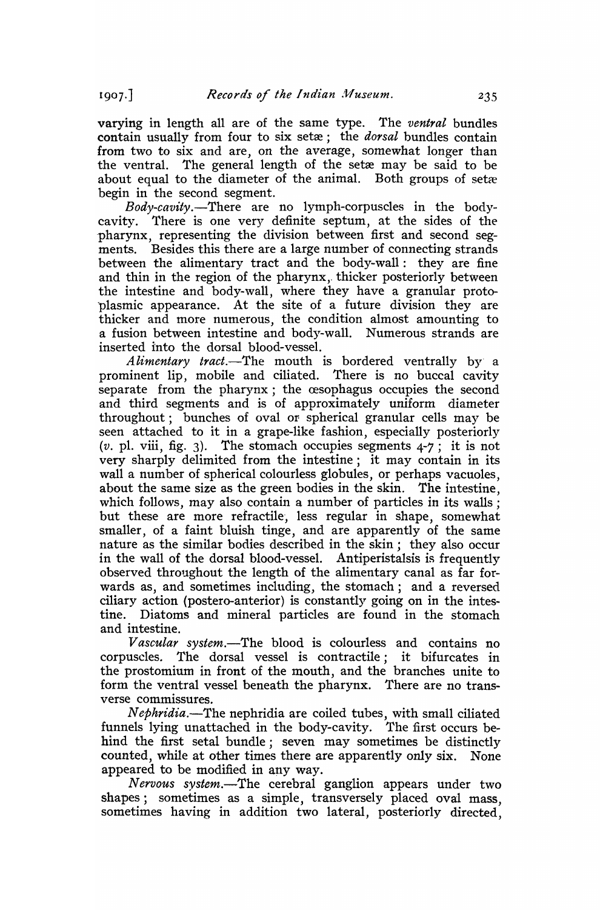varying in length all are of the same type. The *ventral* bundles contain usually from four to six setæ; the *dorsal* bundles contain from two to six and are, on the average, somewhat longer than the ventral. The general length of the setæ may be said to be about equal to the diameter of the animal. Both groups of setæ begin in the second segment.

*Body-cavity*.—There are no lymph-corpuscles in the body-cavity. There is one very definite septum, at the sides of the pharynx, representing the division between first and second segments. Besides this there are a large number of connecting strands between the alimentary tract and the body-wall: they are fine and thin in the region of the pharynx, thicker posteriorly between the intestine and body-wall, where they have a granular protoplasmic appearance. At the site of a future division they are thicker and more numerous, the condition almost amounting to a fusion between intestine and body-wall. Numerous strands are inserted into the dorsal blood-vessel.

*Alimentary tract*.—The mouth is bordered ventrally by a prominent lip, mobile and ciliated. There is no buccal cavity separate from the pharynx; the œsophagus occupies the second and third segments and is of approximately uniform diameter throughout; bunches of oval or spherical granular cells may be seen attached to it in a grape-like fashion, especially posteriorly (*v*. pl. viii, fig. 3). The stomach occupies segments 4-7; it is not very sharply delimited from the intestine; it may contain in its wall a number of spherical colourless globules, or perhaps vacuoles, about the same size as the green bodies in the skin. The intestine, which follows, may also contain a number of particles in its walls; but these are more refractile, less regular in shape, somewhat smaller, of a faint bluish tinge, and are apparently of the same nature as the similar bodies described in the skin; they also occur in the wall of the dorsal blood-vessel. Antiperistalsis is frequently observed throughout the length of the alimentary canal as far forwards as, and sometimes including, the stomach; and a reversed ciliary action (postero-anterior) is constantly going on in the intestine. Diatoms and mineral particles are found in the stomach and intestine.

*Vascular system*.—The blood is colourless and contains no corpuscles. The dorsal vessel is contractile; it bifurcates in the prostomium in front of the mouth, and the branches unite to form the ventral vessel beneath the pharynx. There are no transverse commissures.

*Nephridia*.—The nephridia are coiled tubes, with small ciliated funnels lying unattached in the body-cavity. The first occurs behind the first setal bundle; seven may sometimes be distinctly counted, while at other times there are apparently only six. None appeared to be modified in any way.

*Nervous system*.—The cerebral ganglion appears under two shapes; sometimes as a simple, transversely placed oval mass, sometimes having in addition two lateral, posteriorly directed,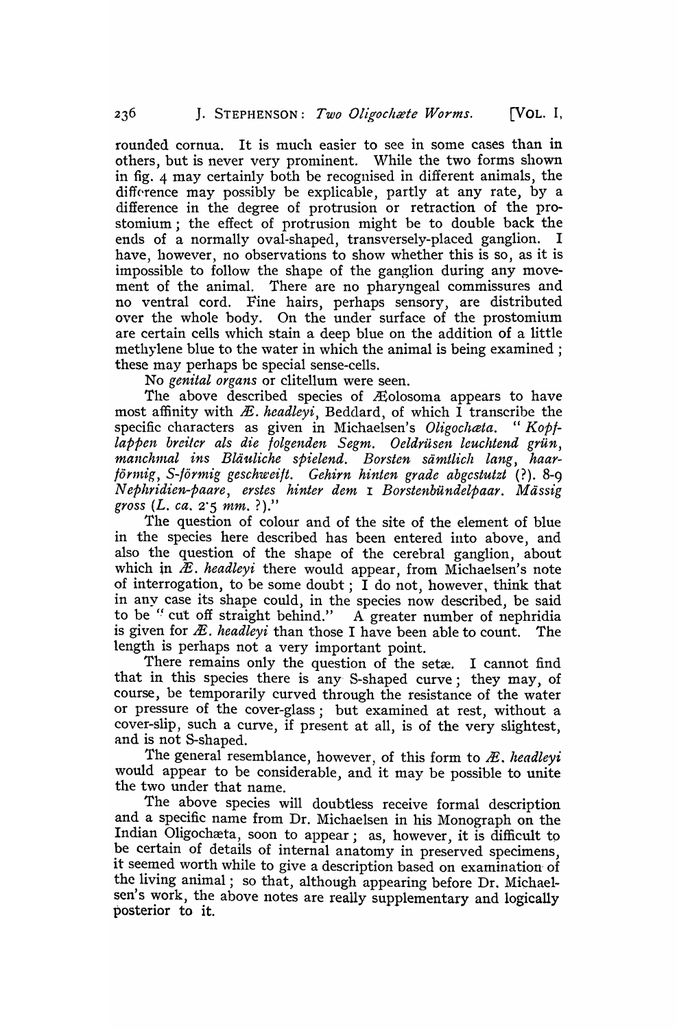rounded cornua. It is much easier to see in some cases than in others, but is never very prominent. While the two forms shown in fig. 4 may certainly both be recognised in different animals, the difference may possibly be explicable, partly at any rate, by a difference in the degree of protrusion or retraction of the prostomium; the effect of protrusion might be to double back the ends of a normally oval-shaped, transversely-placed ganglion. I have, however, no observations to show whether this is so, as it is impossible to follow the shape of the ganglion during any movement of the animal. There are no pharyngeal commissures and no ventral cord. Fine hairs, perhaps sensory, are distributed over the whole body. On the under surface of the prostomium are certain cells which stain a deep blue on the addition of a little methylene blue to the water in which the animal is being examined; these may perhaps be special sense-cells.

No *genital organs* or clitellum were seen.

The above described species of Æolosoma appears to have most affinity with *Æ. headleyi*, Beddard, of which I transcribe the specific characters as given in Michaelsen's *Oligochæta*. "*Kopflappen breiter als die folgenden Segm. Oeldrüsen leuchtend grün, manchmal ins Bläuliche spielend. Borsten sämtlich lang, haarförmig, S-förmig geschweift. Gehirn hinten grade abgestutzt* (?). 8-9 *Nephridien-paare, erstes hinter dem* 1 *Borstenbündelpaar. Mässig gross* (*L. ca.* 2·5 *mm.* ?)."

The question of colour and of the site of the element of blue in the species here described has been entered into above, and also the question of the shape of the cerebral ganglion, about which in *Æ. headleyi* there would appear, from Michaelsen's note of interrogation, to be some doubt; I do not, however, think that in any case its shape could, in the species now described, be said to be "cut off straight behind." A greater number of nephridia is given for *Æ. headleyi* than those I have been able to count. The length is perhaps not a very important point.

There remains only the question of the setæ. I cannot find that in this species there is any S-shaped curve; they may, of course, be temporarily curved through the resistance of the water or pressure of the cover-glass; but examined at rest, without a cover-slip, such a curve, if present at all, is of the very slightest, and is not S-shaped.

The general resemblance, however, of this form to *Æ. headleyi* would appear to be considerable, and it may be possible to unite the two under that name.

The above species will doubtless receive formal description and a specific name from Dr. Michaelsen in his Monograph on the Indian Oligochæta, soon to appear; as, however, it is difficult to be certain of details of internal anatomy in preserved specimens, it seemed worth while to give a description based on examination of the living animal; so that, although appearing before Dr. Michaelsen's work, the above notes are really supplementary and logically posterior to it.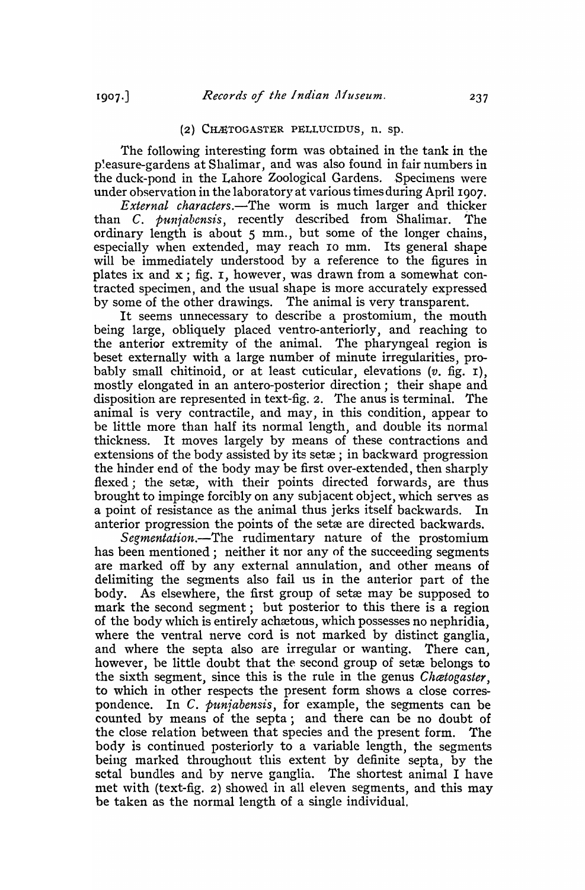### (2) CHÆTOGASTER PELLUCIDUS, n. sp.

The following interesting form was obtained in the tank in the pleasure-gardens at Shalimar, and was also found in fair numbers in the duck-pond in the Lahore Zoological Gardens. Specimens were under observation in the laboratory at various times during April 1907.

*External characters.*—The worm is much larger and thicker than *C. punjabensis*, recently described from Shalimar. The ordinary length is about 5 mm., but some of the longer chains, especially when extended, may reach 10 mm. Its general shape will be immediately understood by a reference to the figures in plates ix and x; fig. 1, however, was drawn from a somewhat contracted specimen, and the usual shape is more accurately expressed by some of the other drawings. The animal is very transparent.

It seems unnecessary to describe a prostomium, the mouth being large, obliquely placed ventro-anteriorly, and reaching to the anterior extremity of the animal. The pharyngeal region is beset externally with a large number of minute irregularities, probably small chitinoid, or at least cuticular, elevations (*v.* fig. 1), mostly elongated in an antero-posterior direction; their shape and disposition are represented in text-fig. 2. The anus is terminal. The animal is very contractile, and may, in this condition, appear to be little more than half its normal length, and double its normal thickness. It moves largely by means of these contractions and extensions of the body assisted by its setæ; in backward progression the hinder end of the body may be first over-extended, then sharply flexed; the setæ, with their points directed forwards, are thus brought to impinge forcibly on any subjacent object, which serves as a point of resistance as the animal thus jerks itself backwards. In anterior progression the points of the setæ are directed backwards.

*Segmentation.*—The rudimentary nature of the prostomium has been mentioned; neither it nor any of the succeeding segments are marked off by any external annulation, and other means of delimiting the segments also fail us in the anterior part of the body. As elsewhere, the first group of setæ may be supposed to mark the second segment; but posterior to this there is a region of the body which is entirely achætous, which possesses no nephridia, where the ventral nerve cord is not marked by distinct ganglia, and where the septa also are irregular or wanting. There can, however, be little doubt that the second group of setæ belongs to the sixth segment, since this is the rule in the genus *Chætogaster*, to which in other respects the present form shows a close correspondence. In *C. punjabensis*, for example, the segments can be counted by means of the septa; and there can be no doubt of the close relation between that species and the present form. The body is continued posteriorly to a variable length, the segments being marked throughout this extent by definite septa, by the setal bundles and by nerve ganglia. The shortest animal I have met with (text-fig. 2) showed in all eleven segments, and this may be taken as the normal length of a single individual.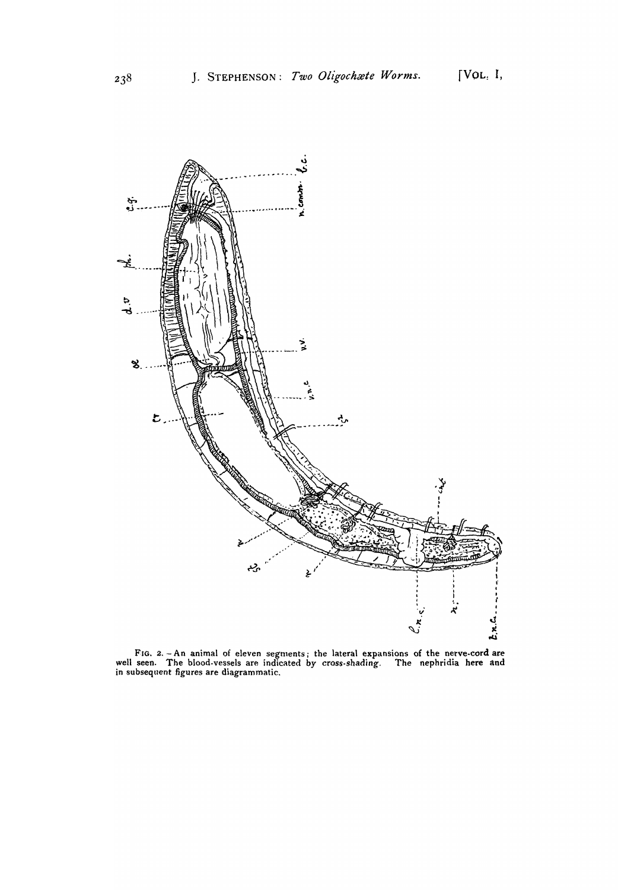FIG. 2. – An animal of eleven segments; the lateral expansions of the nerve-cord are well seen. The blood-vessels are indicated by cross-shading. The nephridia here and in subsequent figures are diagrammatic.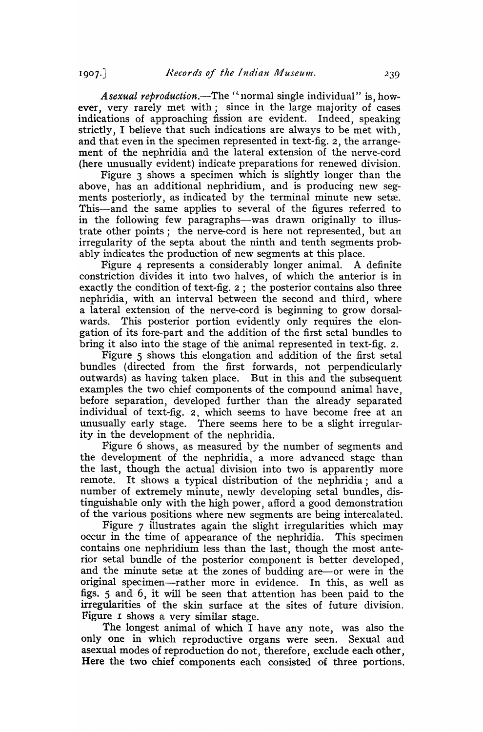*Asexual reproduction*.—The "normal single individual" is, however, very rarely met with; since in the large majority of cases indications of approaching fission are evident. Indeed, speaking strictly, I believe that such indications are always to be met with, and that even in the specimen represented in text-fig. 2, the arrangement of the nephridia and the lateral extension of the nerve-cord (here unusually evident) indicate preparations for renewed division.

Figure 3 shows a specimen which is slightly longer than the above, has an additional nephridium, and is producing new segments posteriorly, as indicated by the terminal minute new setæ. This—and the same applies to several of the figures referred to in the following few paragraphs—was drawn originally to illustrate other points; the nerve-cord is here not represented, but an irregularity of the septa about the ninth and tenth segments probably indicates the production of new segments at this place.

Figure 4 represents a considerably longer animal. A definite constriction divides it into two halves, of which the anterior is in exactly the condition of text-fig. 2; the posterior contains also three nephridia, with an interval between the second and third, where a lateral extension of the nerve-cord is beginning to grow dorsalwards. This posterior portion evidently only requires the elongation of its fore-part and the addition of the first setal bundles to bring it also into the stage of the animal represented in text-fig. 2.

Figure 5 shows this elongation and addition of the first setal bundles (directed from the first forwards, not perpendicularly outwards) as having taken place. But in this and the subsequent examples the two chief components of the compound animal have, before separation, developed further than the already separated individual of text-fig. 2, which seems to have become free at an unusually early stage. There seems here to be a slight irregularity in the development of the nephridia.

Figure 6 shows, as measured by the number of segments and the development of the nephridia, a more advanced stage than the last, though the actual division into two is apparently more remote. It shows a typical distribution of the nephridia; and a number of extremely minute, newly developing setal bundles, distinguishable only with the high power, afford a good demonstration of the various positions where new segments are being intercalated.

Figure 7 illustrates again the slight irregularities which may occur in the time of appearance of the nephridia. This specimen contains one nephridium less than the last, though the most anterior setal bundle of the posterior component is better developed, and the minute setæ at the zones of budding are—or were in the original specimen—rather more in evidence. In this, as well as figs. 5 and 6, it will be seen that attention has been paid to the irregularities of the skin surface at the sites of future division. Figure 1 shows a very similar stage.

The longest animal of which I have any note, was also the only one in which reproductive organs were seen. Sexual and asexual modes of reproduction do not, therefore, exclude each other, Here the two chief components each consisted of three portions.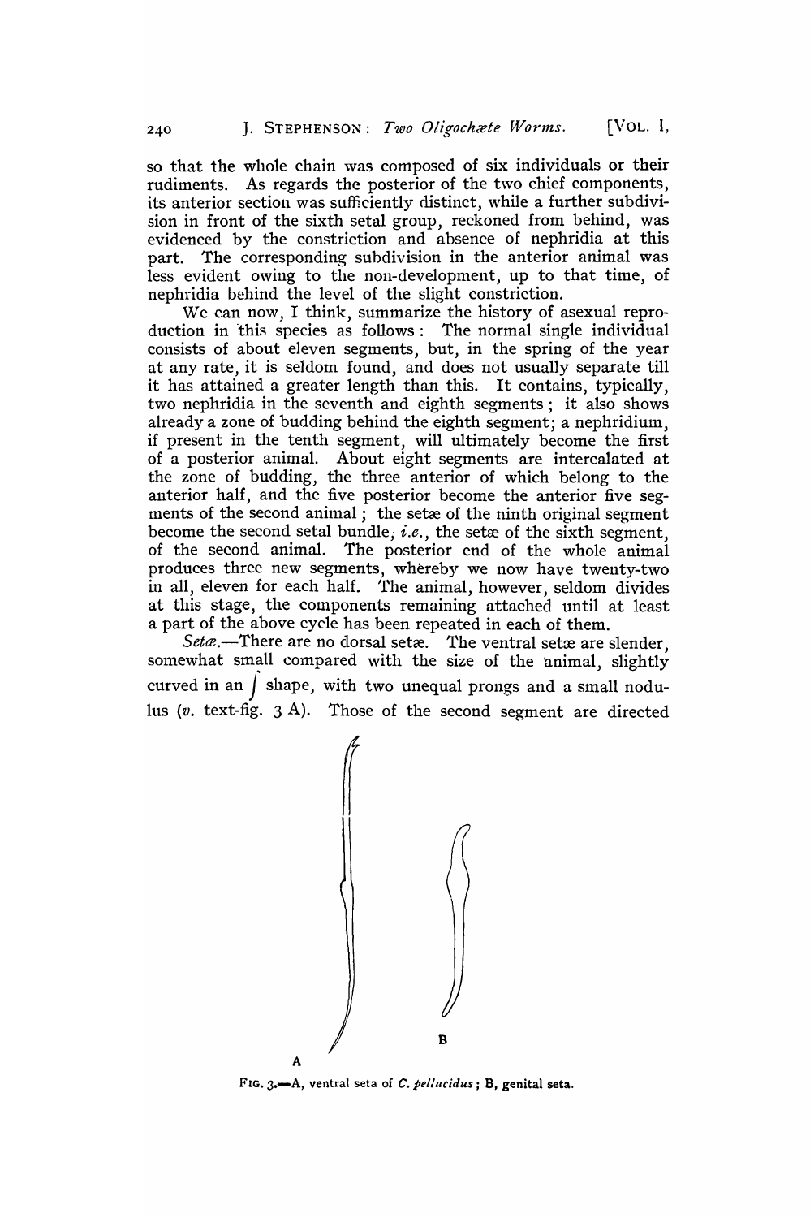so that the whole chain was composed of six individuals or their rudiments. As regards the posterior of the two chief components, its anterior section was sufficiently distinct, while a further subdivision in front of the sixth setal group, reckoned from behind, was evidenced by the constriction and absence of nephridia at this part. The corresponding subdivision in the anterior animal was less evident owing to the non-development, up to that time, of nephridia behind the level of the slight constriction.

We can now, I think, summarize the history of asexual reproduction in this species as follows: The normal single individual consists of about eleven segments, but, in the spring of the year at any rate, it is seldom found, and does not usually separate till it has attained a greater length than this. It contains, typically, two nephridia in the seventh and eighth segments; it also shows already a zone of budding behind the eighth segment; a nephridium, if present in the tenth segment, will ultimately become the first of a posterior animal. About eight segments are intercalated at the zone of budding, the three anterior of which belong to the anterior half, and the five posterior become the anterior five segments of the second animal; the setæ of the ninth original segment become the second setal bundle, *i.e.*, the setæ of the sixth segment, of the second animal. The posterior end of the whole animal produces three new segments, whereby we now have twenty-two in all, eleven for each half. The animal, however, seldom divides at this stage, the components remaining attached until at least a part of the above cycle has been repeated in each of them.

*Setæ.*—There are no dorsal setæ. The ventral setæ are slender, somewhat small compared with the size of the animal, slightly curved in an ∫ shape, with two unequal prongs and a small nodulus (*v.* text-fig. 3 A). Those of the second segment are directed

FIG. 3.—A, ventral seta of *C. pellucidus*; B, genital seta.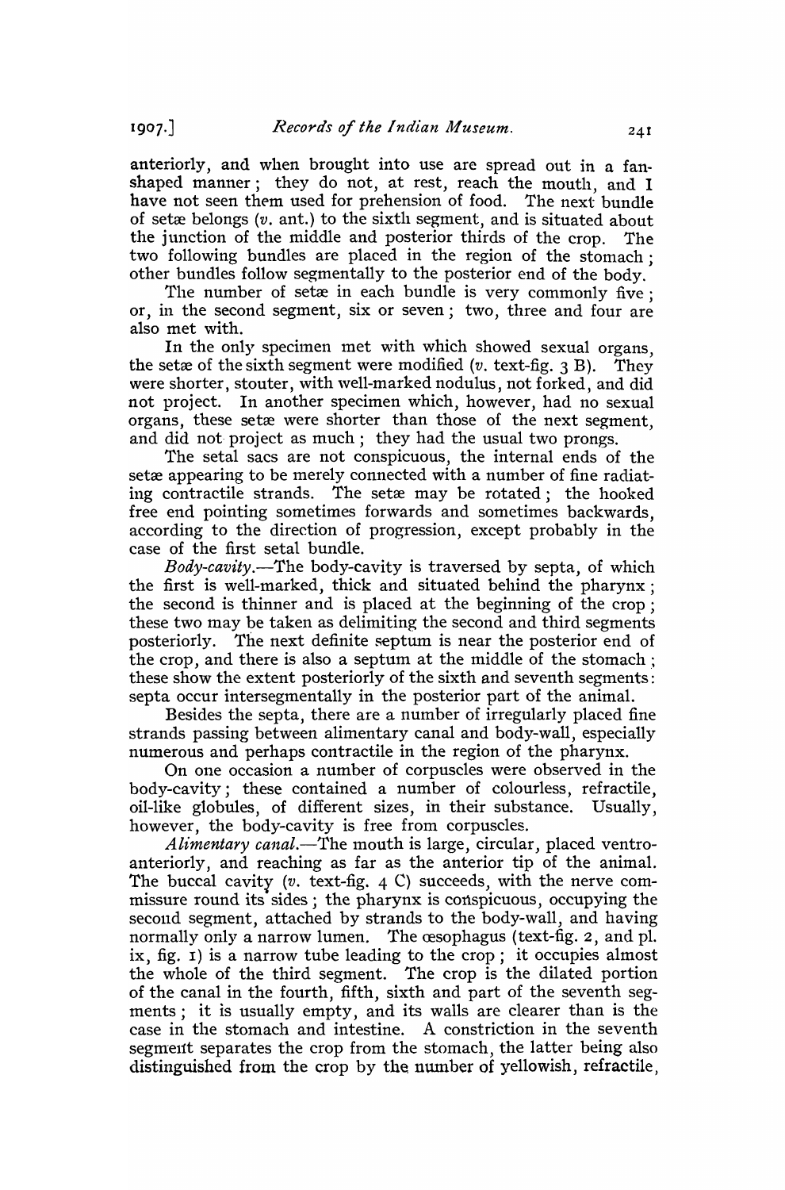anteriorly, and when brought into use are spread out in a fan-shaped manner; they do not, at rest, reach the mouth, and I have not seen them used for prehension of food. The next bundle of setæ belongs (*v.* ant.) to the sixth segment, and is situated about the junction of the middle and posterior thirds of the crop. The two following bundles are placed in the region of the stomach; other bundles follow segmentally to the posterior end of the body.

The number of setæ in each bundle is very commonly five; or, in the second segment, six or seven; two, three and four are also met with.

In the only specimen met with which showed sexual organs, the setæ of the sixth segment were modified (*v.* text-fig. 3 B). They were shorter, stouter, with well-marked nodulus, not forked, and did not project. In another specimen which, however, had no sexual organs, these setæ were shorter than those of the next segment, and did not project as much; they had the usual two prongs.

The setal sacs are not conspicuous, the internal ends of the setæ appearing to be merely connected with a number of fine radiating contractile strands. The setæ may be rotated; the hooked free end pointing sometimes forwards and sometimes backwards, according to the direction of progression, except probably in the case of the first setal bundle.

*Body-cavity.*—The body-cavity is traversed by septa, of which the first is well-marked, thick and situated behind the pharynx; the second is thinner and is placed at the beginning of the crop; these two may be taken as delimiting the second and third segments posteriorly. The next definite septum is near the posterior end of the crop, and there is also a septum at the middle of the stomach; these show the extent posteriorly of the sixth and seventh segments: septa occur intersegmentally in the posterior part of the animal.

Besides the septa, there are a number of irregularly placed fine strands passing between alimentary canal and body-wall, especially numerous and perhaps contractile in the region of the pharynx.

On one occasion a number of corpuscles were observed in the body-cavity; these contained a number of colourless, refractile, oil-like globules, of different sizes, in their substance. Usually, however, the body-cavity is free from corpuscles.

*Alimentary canal.*—The mouth is large, circular, placed ventro-anteriorly, and reaching as far as the anterior tip of the animal. The buccal cavity (*v.* text-fig. 4 C) succeeds, with the nerve commissure round its sides; the pharynx is conspicuous, occupying the second segment, attached by strands to the body-wall, and having normally only a narrow lumen. The œsophagus (text-fig. 2, and pl. ix, fig. 1) is a narrow tube leading to the crop; it occupies almost the whole of the third segment. The crop is the dilated portion of the canal in the fourth, fifth, sixth and part of the seventh segments; it is usually empty, and its walls are clearer than is the case in the stomach and intestine. A constriction in the seventh segment separates the crop from the stomach, the latter being also distinguished from the crop by the number of yellowish, refractile,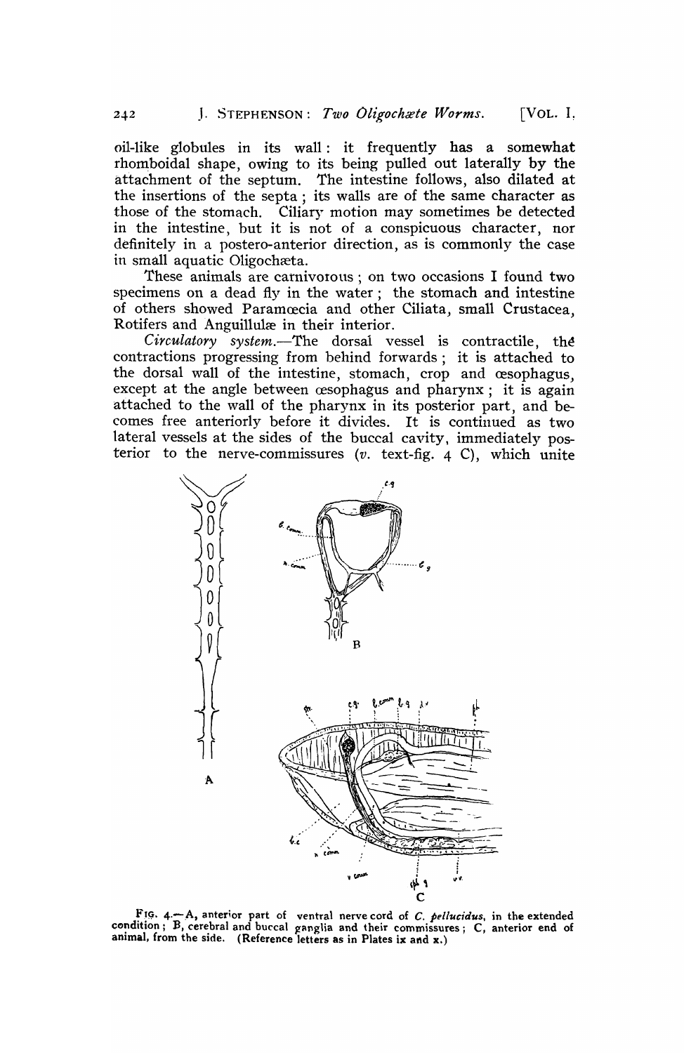oil-like globules in its wall: it frequently has a somewhat rhomboidal shape, owing to its being pulled out laterally by the attachment of the septum. The intestine follows, also dilated at the insertions of the septa; its walls are of the same character as those of the stomach. Ciliary motion may sometimes be detected in the intestine, but it is not of a conspicuous character, nor definitely in a postero-anterior direction, as is commonly the case in small aquatic Oligochæta.

These animals are carnivorous; on two occasions I found two specimens on a dead fly in the water; the stomach and intestine of others showed Paramœcia and other Ciliata, small Crustacea, Rotifers and Anguillulæ in their interior.

*Circulatory system.*—The dorsal vessel is contractile, the contractions progressing from behind forwards; it is attached to the dorsal wall of the intestine, stomach, crop and œsophagus, except at the angle between œsophagus and pharynx; it is again attached to the wall of the pharynx in its posterior part, and becomes free anteriorly before it divides. It is continued as two lateral vessels at the sides of the buccal cavity, immediately posterior to the nerve-commissures (*v.* text-fig. 4 C), which unite

FIG. 4.—A, anterior part of ventral nerve cord of *C. pellucidus*, in the extended condition; B, cerebral and buccal ganglia and their commissures; C, anterior end of animal, from the side. (Reference letters as in Plates ix and x.)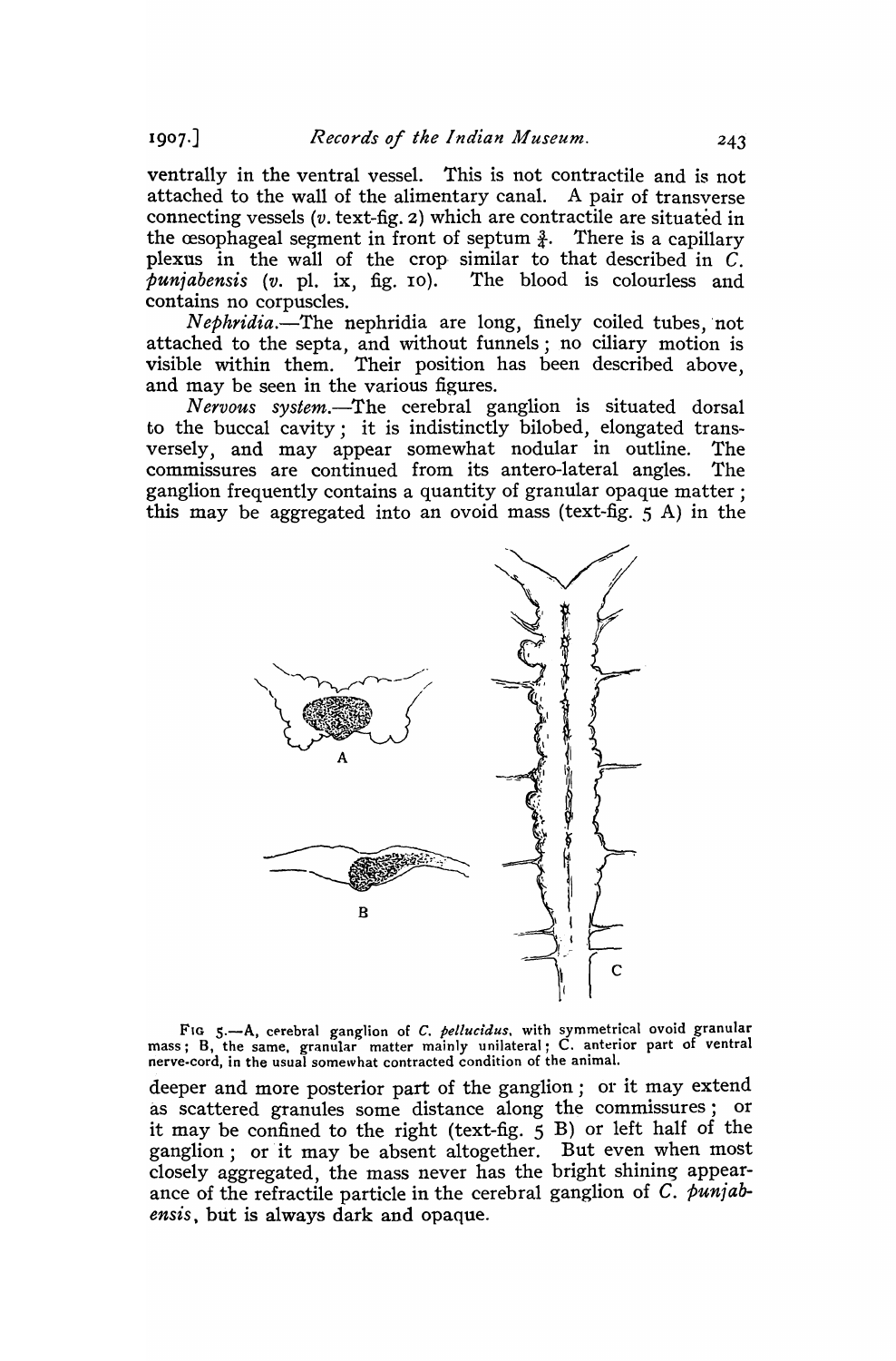ventrally in the ventral vessel. This is not contractile and is not attached to the wall of the alimentary canal. A pair of transverse connecting vessels (*v.* text-fig. 2) which are contractile are situated in the œsophageal segment in front of septum $\frac{3}{4}$. There is a capillary plexus in the wall of the crop similar to that described in *C. punjabensis* (*v.* pl. ix, fig. 10). The blood is colourless and contains no corpuscles.

*Nephridia.*—The nephridia are long, finely coiled tubes, not attached to the septa, and without funnels; no ciliary motion is visible within them. Their position has been described above, and may be seen in the various figures.

*Nervous system.*—The cerebral ganglion is situated dorsal to the buccal cavity; it is indistinctly bilobed, elongated transversely, and may appear somewhat nodular in outline. The commissures are continued from its antero-lateral angles. The ganglion frequently contains a quantity of granular opaque matter; this may be aggregated into an ovoid mass (text-fig. 5 A) in the

FIG 5.—A, cerebral ganglion of *C. pellucidus*, with symmetrical ovoid granular mass; B, the same, granular matter mainly unilateral; C. anterior part of ventral nerve-cord, in the usual somewhat contracted condition of the animal.

deeper and more posterior part of the ganglion; or it may extend as scattered granules some distance along the commissures; or it may be confined to the right (text-fig. 5 B) or left half of the ganglion; or it may be absent altogether. But even when most closely aggregated, the mass never has the bright shining appearance of the refractile particle in the cerebral ganglion of *C. punjabensis*, but is always dark and opaque.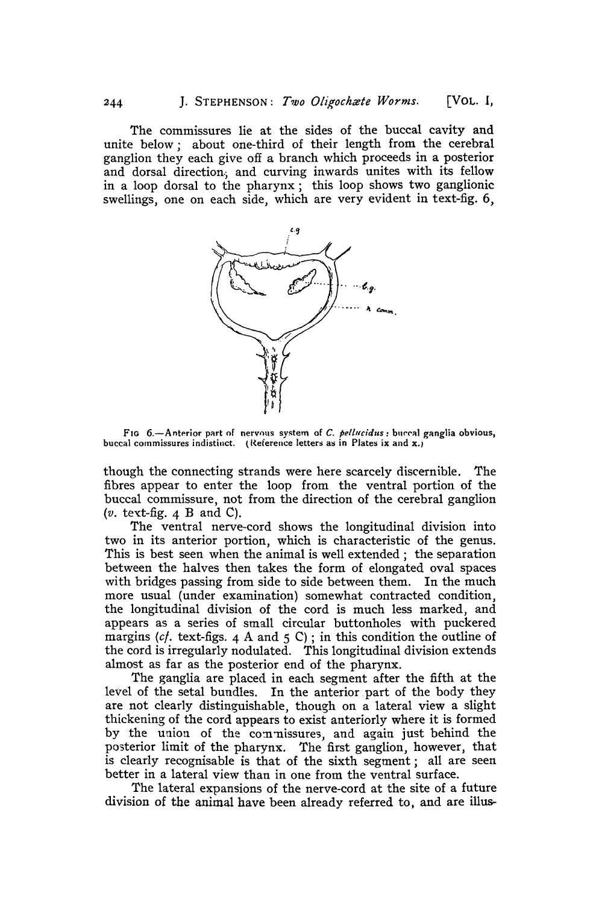The commissures lie at the sides of the buccal cavity and unite below; about one-third of their length from the cerebral ganglion they each give off a branch which proceeds in a posterior and dorsal direction, and curving inwards unites with its fellow in a loop dorsal to the pharynx; this loop shows two ganglionic swellings, one on each side, which are very evident in text-fig. 6,

FIG 6.—Anterior part of nervous system of *C. pellucidus*: buccal ganglia obvious, buccal commissures indistinct. (Reference letters as in Plates ix and x.)

though the connecting strands were here scarcely discernible. The fibres appear to enter the loop from the ventral portion of the buccal commissure, not from the direction of the cerebral ganglion (*v.* text-fig. 4 B and C).

The ventral nerve-cord shows the longitudinal division into two in its anterior portion, which is characteristic of the genus. This is best seen when the animal is well extended; the separation between the halves then takes the form of elongated oval spaces with bridges passing from side to side between them. In the much more usual (under examination) somewhat contracted condition, the longitudinal division of the cord is much less marked, and appears as a series of small circular buttonholes with puckered margins (*cf.* text-figs. 4 A and 5 C); in this condition the outline of the cord is irregularly nodulated. This longitudinal division extends almost as far as the posterior end of the pharynx.

The ganglia are placed in each segment after the fifth at the level of the setal bundles. In the anterior part of the body they are not clearly distinguishable, though on a lateral view a slight thickening of the cord appears to exist anteriorly where it is formed by the union of the commissures, and again just behind the posterior limit of the pharynx. The first ganglion, however, that is clearly recognisable is that of the sixth segment; all are seen better in a lateral view than in one from the ventral surface.

The lateral expansions of the nerve-cord at the site of a future division of the animal have been already referred to, and are illus-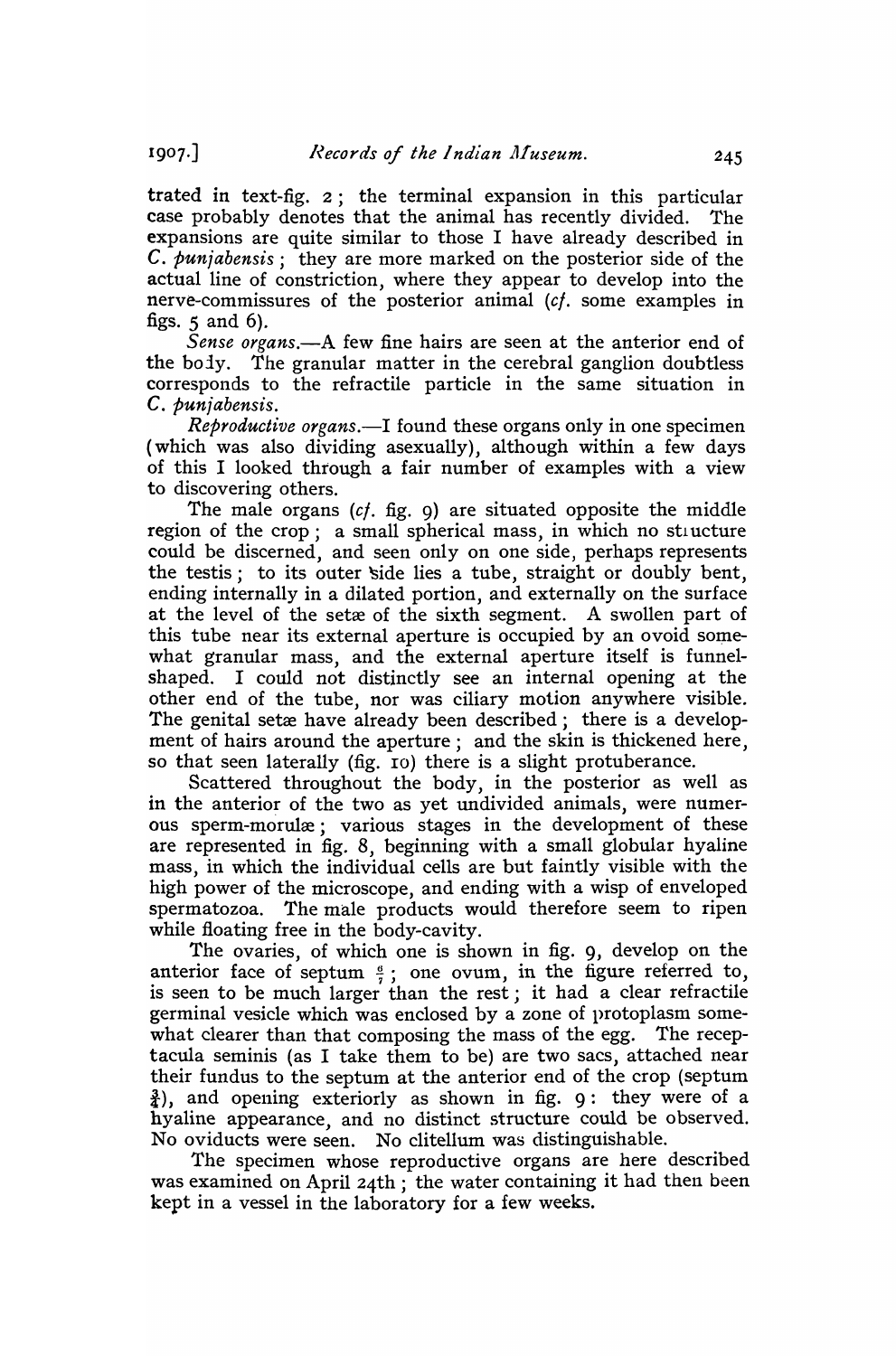trated in text-fig. 2; the terminal expansion in this particular case probably denotes that the animal has recently divided. The expansions are quite similar to those I have already described in *C. punjabensis*; they are more marked on the posterior side of the actual line of constriction, where they appear to develop into the nerve-commissures of the posterior animal (*cf.* some examples in figs. 5 and 6).

*Sense organs.*—A few fine hairs are seen at the anterior end of the body. The granular matter in the cerebral ganglion doubtless corresponds to the refractile particle in the same situation in *C. punjabensis.*

*Reproductive organs.*—I found these organs only in one specimen (which was also dividing asexually), although within a few days of this I looked through a fair number of examples with a view to discovering others.

The male organs (*cf.* fig. 9) are situated opposite the middle region of the crop; a small spherical mass, in which no structure could be discerned, and seen only on one side, perhaps represents the testis; to its outer side lies a tube, straight or doubly bent, ending internally in a dilated portion, and externally on the surface at the level of the setæ of the sixth segment. A swollen part of this tube near its external aperture is occupied by an ovoid somewhat granular mass, and the external aperture itself is funnel-shaped. I could not distinctly see an internal opening at the other end of the tube, nor was ciliary motion anywhere visible. The genital setæ have already been described; there is a development of hairs around the aperture; and the skin is thickened here, so that seen laterally (fig. 10) there is a slight protuberance.

Scattered throughout the body, in the posterior as well as in the anterior of the two as yet undivided animals, were numerous sperm-morulæ; various stages in the development of these are represented in fig. 8, beginning with a small globular hyaline mass, in which the individual cells are but faintly visible with the high power of the microscope, and ending with a wisp of enveloped spermatozoa. The male products would therefore seem to ripen while floating free in the body-cavity.

The ovaries, of which one is shown in fig. 9, develop on the anterior face of septum $\frac{6}{7}$; one ovum, in the figure referred to, is seen to be much larger than the rest; it had a clear refractile germinal vesicle which was enclosed by a zone of protoplasm somewhat clearer than that composing the mass of the egg. The receptacula seminis (as I take them to be) are two sacs, attached near their fundus to the septum at the anterior end of the crop (septum $\frac{3}{4}$), and opening exteriorly as shown in fig. 9: they were of a hyaline appearance, and no distinct structure could be observed. No oviducts were seen. No clitellum was distinguishable.

The specimen whose reproductive organs are here described was examined on April 24th; the water containing it had then been kept in a vessel in the laboratory for a few weeks.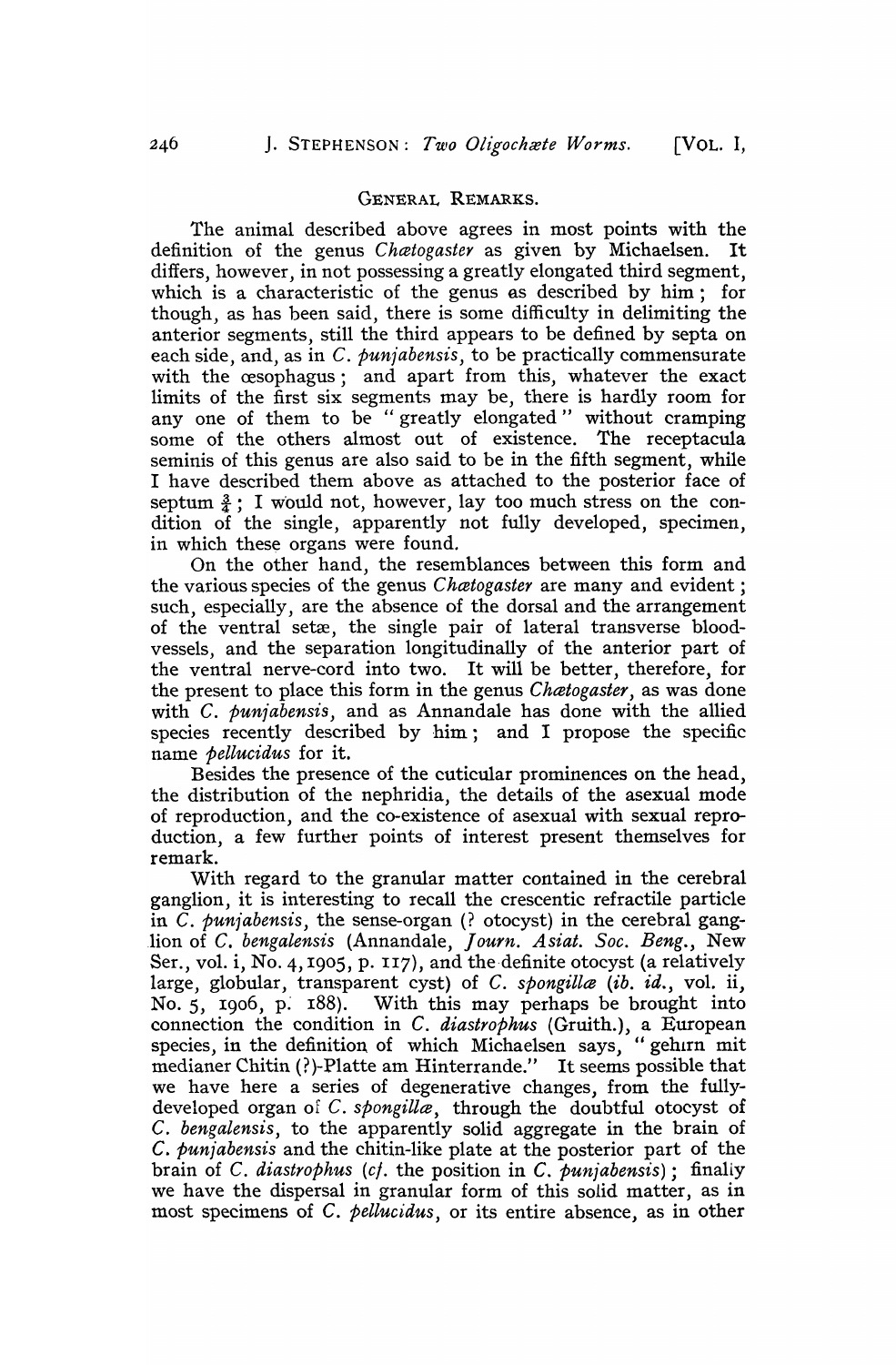## GENERAL REMARKS.

The animal described above agrees in most points with the definition of the genus *Chætogaster* as given by Michaelsen. It differs, however, in not possessing a greatly elongated third segment, which is a characteristic of the genus as described by him; for though, as has been said, there is some difficulty in delimiting the anterior segments, still the third appears to be defined by septa on each side, and, as in *C. punjabensis*, to be practically commensurate with the œsophagus; and apart from this, whatever the exact limits of the first six segments may be, there is hardly room for any one of them to be "greatly elongated" without cramping some of the others almost out of existence. The receptacula seminis of this genus are also said to be in the fifth segment, while I have described them above as attached to the posterior face of septum $\frac{3}{4}$; I would not, however, lay too much stress on the condition of the single, apparently not fully developed, specimen, in which these organs were found.

On the other hand, the resemblances between this form and the various species of the genus *Chætogaster* are many and evident; such, especially, are the absence of the dorsal and the arrangement of the ventral setæ, the single pair of lateral transverse blood-vessels, and the separation longitudinally of the anterior part of the ventral nerve-cord into two. It will be better, therefore, for the present to place this form in the genus *Chætogaster*, as was done with *C. punjabensis*, and as Annandale has done with the allied species recently described by him; and I propose the specific name *pellucidus* for it.

Besides the presence of the cuticular prominences on the head, the distribution of the nephridia, the details of the asexual mode of reproduction, and the co-existence of asexual with sexual reproduction, a few further points of interest present themselves for remark.

With regard to the granular matter contained in the cerebral ganglion, it is interesting to recall the crescentic refractile particle in *C. punjabensis*, the sense-organ (? otocyst) in the cerebral ganglion of *C. bengalensis* (Annandale, *Journ. Asiat. Soc. Beng.*, New Ser., vol. i, No. 4, 1905, p. 117), and the definite otocyst (a relatively large, globular, transparent cyst) of *C. spongillæ* (*ib. id.*, vol. ii, No. 5, 1906, p. 188). With this may perhaps be brought into connection the condition in *C. diastrophus* (Gruith.), a European species, in the definition of which Michaelsen says, "gehırn mit medianer Chitin (?)-Platte am Hinterrande." It seems possible that we have here a series of degenerative changes, from the fully-developed organ of *C. spongillæ*, through the doubtful otocyst of *C. bengalensis*, to the apparently solid aggregate in the brain of *C. punjabensis* and the chitin-like plate at the posterior part of the brain of *C. diastrophus* (*cf.* the position in *C. punjabensis*); finally we have the dispersal in granular form of this solid matter, as in most specimens of *C. pellucidus*, or its entire absence, as in other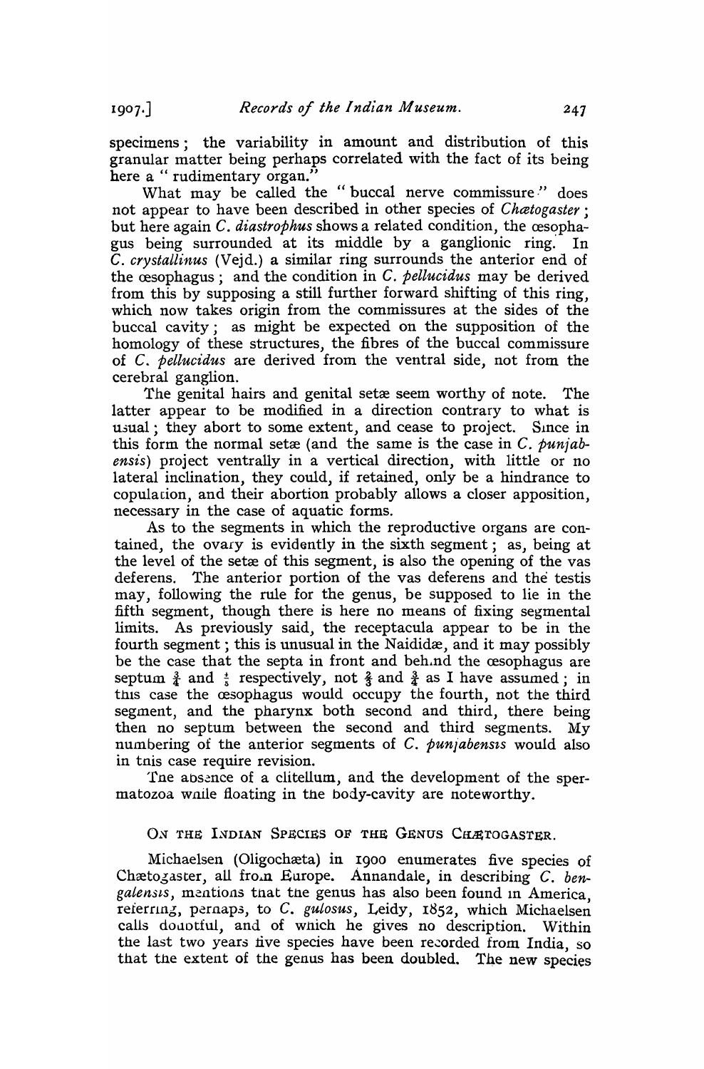specimens; the variability in amount and distribution of this granular matter being perhaps correlated with the fact of its being here a "rudimentary organ."

What may be called the "buccal nerve commissure" does not appear to have been described in other species of *Chætogaster*; but here again *C. diastrophus* shows a related condition, the œsophagus being surrounded at its middle by a ganglionic ring. In *C. crystallinus* (Vejd.) a similar ring surrounds the anterior end of the œsophagus; and the condition in *C. pellucidus* may be derived from this by supposing a still further forward shifting of this ring, which now takes origin from the commissures at the sides of the buccal cavity; as might be expected on the supposition of the homology of these structures, the fibres of the buccal commissure of *C. pellucidus* are derived from the ventral side, not from the cerebral ganglion.

The genital hairs and genital setæ seem worthy of note. The latter appear to be modified in a direction contrary to what is usual; they abort to some extent, and cease to project. Since in this form the normal setæ (and the same is the case in *C. punjabensis*) project ventrally in a vertical direction, with little or no lateral inclination, they could, if retained, only be a hindrance to copulation, and their abortion probably allows a closer apposition, necessary in the case of aquatic forms.

As to the segments in which the reproductive organs are contained, the ovary is evidently in the sixth segment; as, being at the level of the setæ of this segment, is also the opening of the vas deferens. The anterior portion of the vas deferens and the testis may, following the rule for the genus, be supposed to lie in the fifth segment, though there is here no means of fixing segmental limits. As previously said, the receptacula appear to be in the fourth segment; this is unusual in the Naididæ, and it may possibly be the case that the septa in front and behind the œsophagus are septum $\frac{3}{4}$ and $\frac{4}{5}$ respectively, not $\frac{2}{3}$ and $\frac{3}{4}$ as I have assumed; in this case the œsophagus would occupy the fourth, not the third segment, and the pharynx both second and third, there being then no septum between the second and third segments. My numbering of the anterior segments of *C. punjabensis* would also in this case require revision.

The absence of a clitellum, and the development of the spermatozoa while floating in the body-cavity are noteworthy.

## On the Indian Species of the Genus Chætogaster.

Michaelsen (Oligochæta) in 1900 enumerates five species of Chætogaster, all from Europe. Annandale, in describing *C. bengalensis*, mentions that the genus has also been found in America, referring, perhaps, to *C. gulosus*, Leidy, 1852, which Michaelsen calls doubtful, and of which he gives no description. Within the last two years five species have been recorded from India, so that the extent of the genus has been doubled. The new species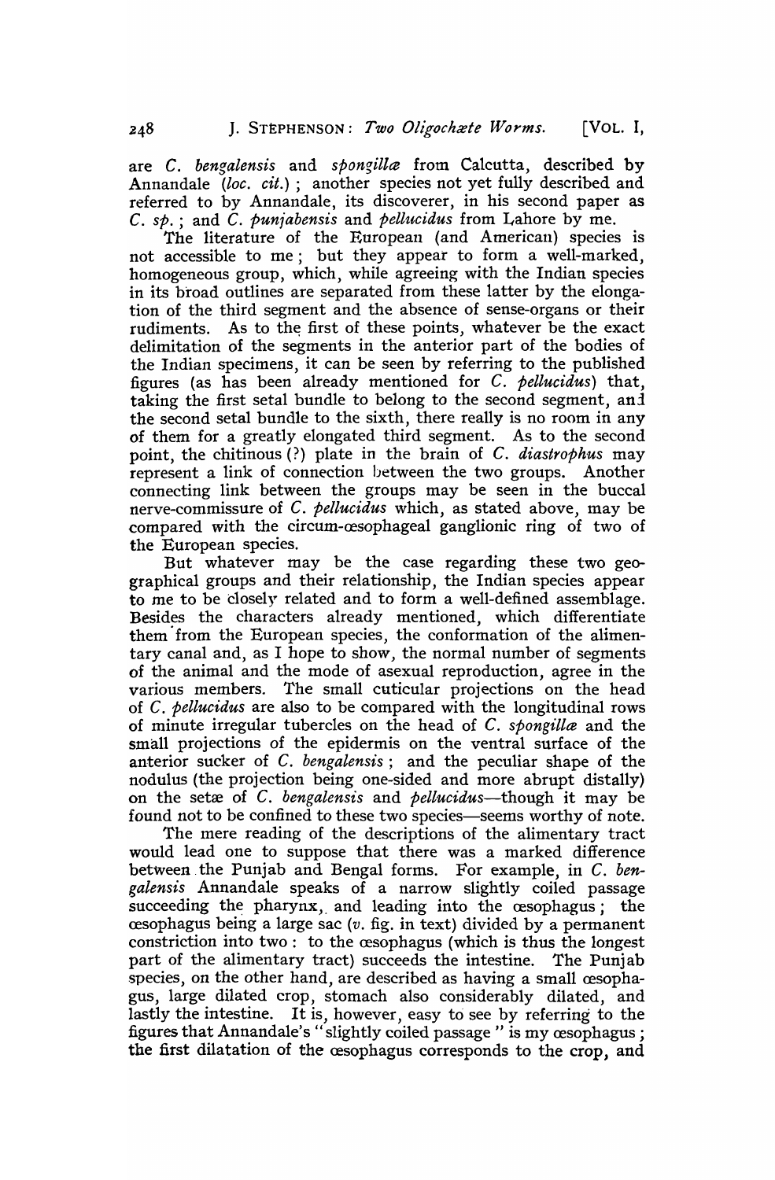are *C. bengalensis* and *spongillæ* from Calcutta, described by Annandale (*loc. cit.*) ; another species not yet fully described and referred to by Annandale, its discoverer, in his second paper as *C. sp.* ; and *C. punjabensis* and *pellucidus* from Lahore by me.

The literature of the European (and American) species is not accessible to me ; but they appear to form a well-marked, homogeneous group, which, while agreeing with the Indian species in its broad outlines are separated from these latter by the elongation of the third segment and the absence of sense-organs or their rudiments. As to the first of these points, whatever be the exact delimitation of the segments in the anterior part of the bodies of the Indian specimens, it can be seen by referring to the published figures (as has been already mentioned for *C. pellucidus*) that, taking the first setal bundle to belong to the second segment, and the second setal bundle to the sixth, there really is no room in any of them for a greatly elongated third segment. As to the second point, the chitinous (?) plate in the brain of *C. diastrophus* may represent a link of connection between the two groups. Another connecting link between the groups may be seen in the buccal nerve-commissure of *C. pellucidus* which, as stated above, may be compared with the circum-œsophageal ganglionic ring of two of the European species.

But whatever may be the case regarding these two geographical groups and their relationship, the Indian species appear to me to be closely related and to form a well-defined assemblage. Besides the characters already mentioned, which differentiate them from the European species, the conformation of the alimentary canal and, as I hope to show, the normal number of segments of the animal and the mode of asexual reproduction, agree in the various members. The small cuticular projections on the head of *C. pellucidus* are also to be compared with the longitudinal rows of minute irregular tubercles on the head of *C. spongillæ* and the small projections of the epidermis on the ventral surface of the anterior sucker of *C. bengalensis* ; and the peculiar shape of the nodulus (the projection being one-sided and more abrupt distally) on the setæ of *C. bengalensis* and *pellucidus*—though it may be found not to be confined to these two species—seems worthy of note.

The mere reading of the descriptions of the alimentary tract would lead one to suppose that there was a marked difference between the Punjab and Bengal forms. For example, in *C. bengalensis* Annandale speaks of a narrow slightly coiled passage succeeding the pharynx, and leading into the œsophagus ; the œsophagus being a large sac (*v.* fig. in text) divided by a permanent constriction into two : to the œsophagus (which is thus the longest part of the alimentary tract) succeeds the intestine. The Punjab species, on the other hand, are described as having a small œsophagus, large dilated crop, stomach also considerably dilated, and lastly the intestine. It is, however, easy to see by referring to the figures that Annandale's "slightly coiled passage" is my œsophagus ; the first dilatation of the œsophagus corresponds to the crop, and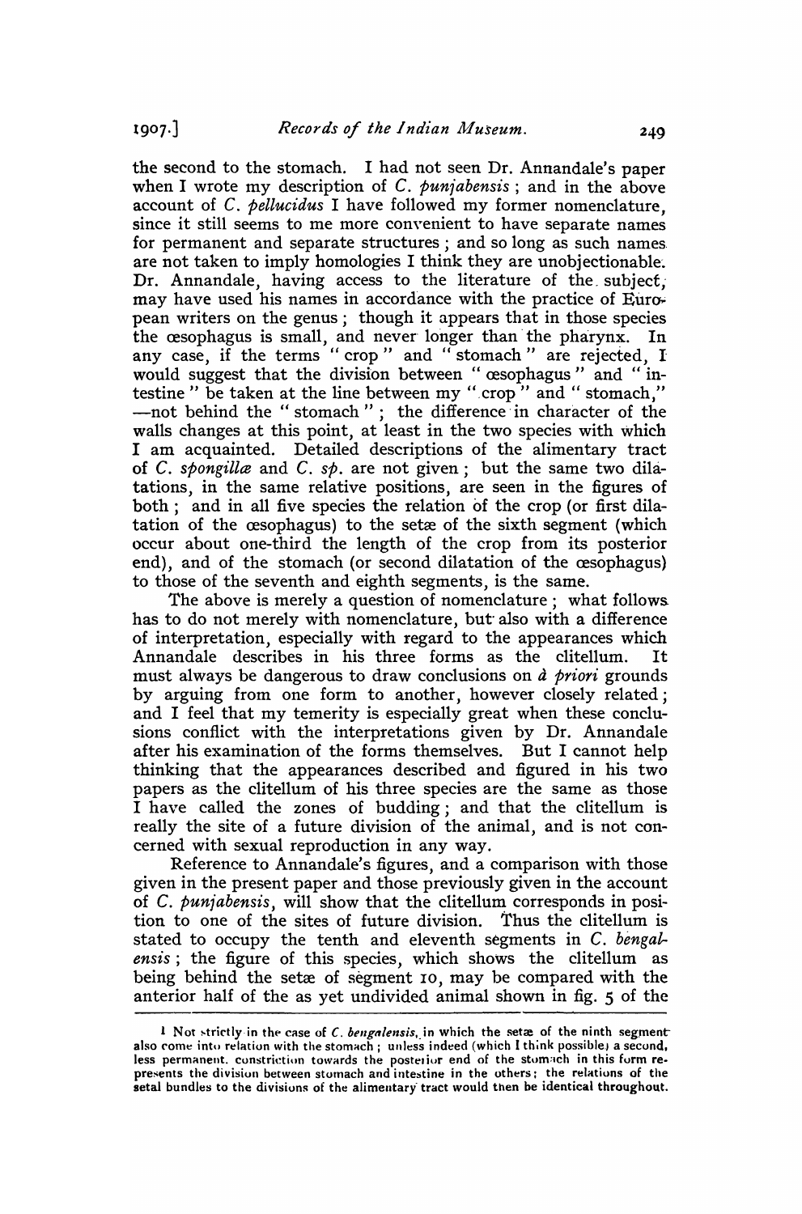the second to the stomach. I had not seen Dr. Annandale's paper when I wrote my description of *C. punjabensis*; and in the above account of *C. pellucidus* I have followed my former nomenclature, since it still seems to me more convenient to have separate names for permanent and separate structures; and so long as such names are not taken to imply homologies I think they are unobjectionable. Dr. Annandale, having access to the literature of the subject, may have used his names in accordance with the practice of European writers on the genus; though it appears that in those species the œsophagus is small, and never longer than the pharynx. In any case, if the terms "crop" and "stomach" are rejected, I would suggest that the division between "œsophagus" and "intestine" be taken at the line between my "crop" and "stomach," —not behind the "stomach"; the difference in character of the walls changes at this point, at least in the two species with which I am acquainted. Detailed descriptions of the alimentary tract of *C. spongillæ* and *C. sp.* are not given; but the same two dilatations, in the same relative positions, are seen in the figures of both; and in all five species the relation of the crop (or first dilatation of the œsophagus) to the setæ of the sixth segment (which occur about one-third the length of the crop from its posterior end), and of the stomach (or second dilatation of the œsophagus) to those of the seventh and eighth segments, is the same.

The above is merely a question of nomenclature; what follows has to do not merely with nomenclature, but also with a difference of interpretation, especially with regard to the appearances which Annandale describes in his three forms as the clitellum. It must always be dangerous to draw conclusions on *à priori* grounds by arguing from one form to another, however closely related; and I feel that my temerity is especially great when these conclusions conflict with the interpretations given by Dr. Annandale after his examination of the forms themselves. But I cannot help thinking that the appearances described and figured in his two papers as the clitellum of his three species are the same as those I have called the zones of budding; and that the clitellum is really the site of a future division of the animal, and is not concerned with sexual reproduction in any way.

Reference to Annandale's figures, and a comparison with those given in the present paper and those previously given in the account of *C. punjabensis*, will show that the clitellum corresponds in position to one of the sites of future division. Thus the clitellum is stated to occupy the tenth and eleventh segments in *C. bengalensis*; the figure of this species, which shows the clitellum as being behind the setæ of segment 10, may be compared with the anterior half of the as yet undivided animal shown in fig. 5 of the

---

[1] Not strictly in the case of *C. bengalensis*, in which the setæ of the ninth segment also come into relation with the stomach; unless indeed (which I think possible) a second, less permanent. constriction towards the posterior end of the stomach in this form represents the division between stomach and intestine in the others; the relations of the setal bundles to the divisions of the alimentary tract would then be identical throughout.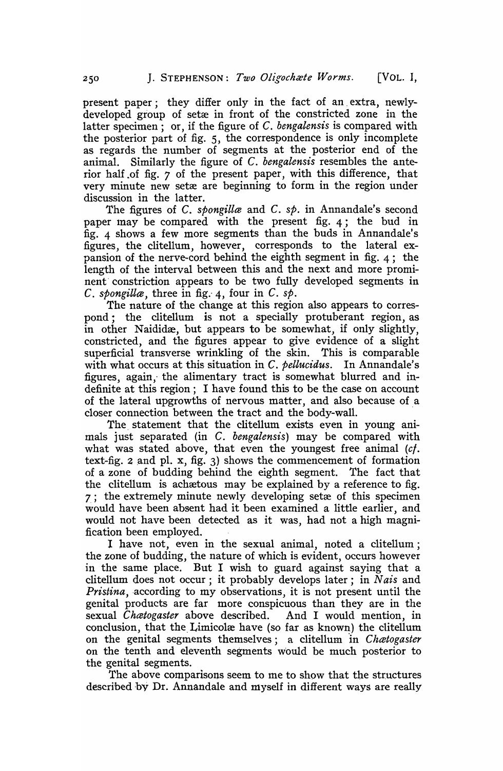present paper; they differ only in the fact of an extra, newly-developed group of setæ in front of the constricted zone in the latter specimen; or, if the figure of *C. bengalensis* is compared with the posterior part of fig. 5, the correspondence is only incomplete as regards the number of segments at the posterior end of the animal. Similarly the figure of *C. bengalensis* resembles the anterior half of fig. 7 of the present paper, with this difference, that very minute new setæ are beginning to form in the region under discussion in the latter.

The figures of *C. spongillæ* and *C. sp.* in Annandale's second paper may be compared with the present fig. 4; the bud in fig. 4 shows a few more segments than the buds in Annandale's figures, the clitellum, however, corresponds to the lateral expansion of the nerve-cord behind the eighth segment in fig. 4; the length of the interval between this and the next and more prominent constriction appears to be two fully developed segments in *C. spongillæ*, three in fig. 4, four in *C. sp.*

The nature of the change at this region also appears to correspond; the clitellum is not a specially protuberant region, as in other Naididæ, but appears to be somewhat, if only slightly, constricted, and the figures appear to give evidence of a slight superficial transverse wrinkling of the skin. This is comparable with what occurs at this situation in *C. pellucidus*. In Annandale's figures, again, the alimentary tract is somewhat blurred and indefinite at this region; I have found this to be the case on account of the lateral upgrowths of nervous matter, and also because of a closer connection between the tract and the body-wall.

The statement that the clitellum exists even in young animals just separated (in *C. bengalensis*) may be compared with what was stated above, that even the youngest free animal (*cf.* text-fig. 2 and pl. x, fig. 3) shows the commencement of formation of a zone of budding behind the eighth segment. The fact that the clitellum is achætous may be explained by a reference to fig. 7; the extremely minute newly developing setæ of this specimen would have been absent had it been examined a little earlier, and would not have been detected as it was, had not a high magnification been employed.

I have not, even in the sexual animal, noted a clitellum; the zone of budding, the nature of which is evident, occurs however in the same place. But I wish to guard against saying that a clitellum does not occur; it probably develops later; in *Nais* and *Pristina*, according to my observations, it is not present until the genital products are far more conspicuous than they are in the sexual *Chætogaster* above described. And I would mention, in conclusion, that the Limicolæ have (so far as known) the clitellum on the genital segments themselves; a clitellum in *Chætogaster* on the tenth and eleventh segments would be much posterior to the genital segments.

The above comparisons seem to me to show that the structures described by Dr. Annandale and myself in different ways are really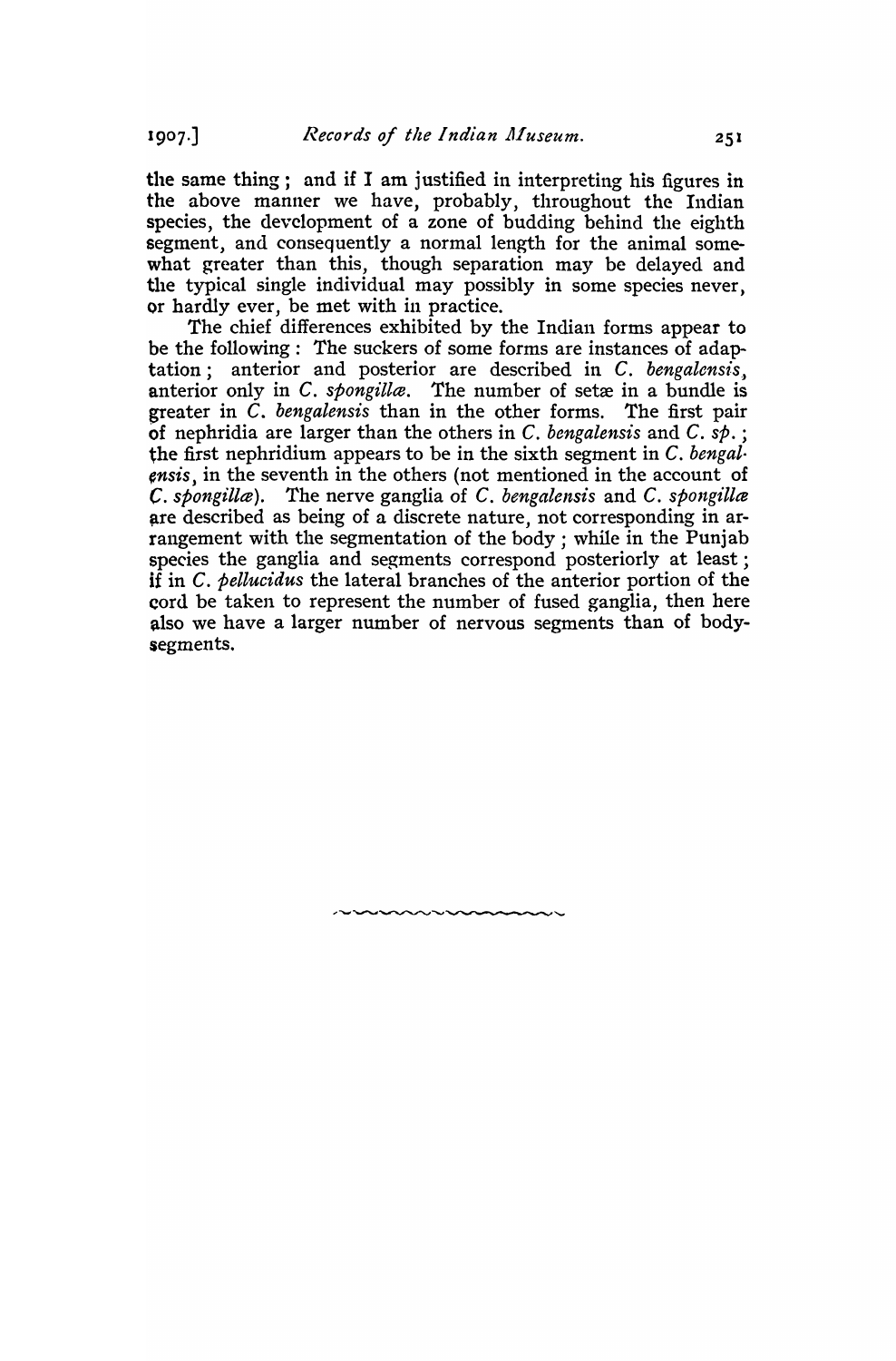the same thing; and if I am justified in interpreting his figures in the above manner we have, probably, throughout the Indian species, the development of a zone of budding behind the eighth segment, and consequently a normal length for the animal somewhat greater than this, though separation may be delayed and the typical single individual may possibly in some species never, or hardly ever, be met with in practice.

The chief differences exhibited by the Indian forms appear to be the following: The suckers of some forms are instances of adaptation; anterior and posterior are described in *C. bengalensis*, anterior only in *C. spongillæ*. The number of setæ in a bundle is greater in *C. bengalensis* than in the other forms. The first pair of nephridia are larger than the others in *C. bengalensis* and *C. sp.*; the first nephridium appears to be in the sixth segment in *C. bengalensis*, in the seventh in the others (not mentioned in the account of *C. spongillæ*). The nerve ganglia of *C. bengalensis* and *C. spongillæ* are described as being of a discrete nature, not corresponding in arrangement with the segmentation of the body; while in the Punjab species the ganglia and segments correspond posteriorly at least; if in *C. pellucidus* the lateral branches of the anterior portion of the cord be taken to represent the number of fused ganglia, then here also we have a larger number of nervous segments than of body-segments.